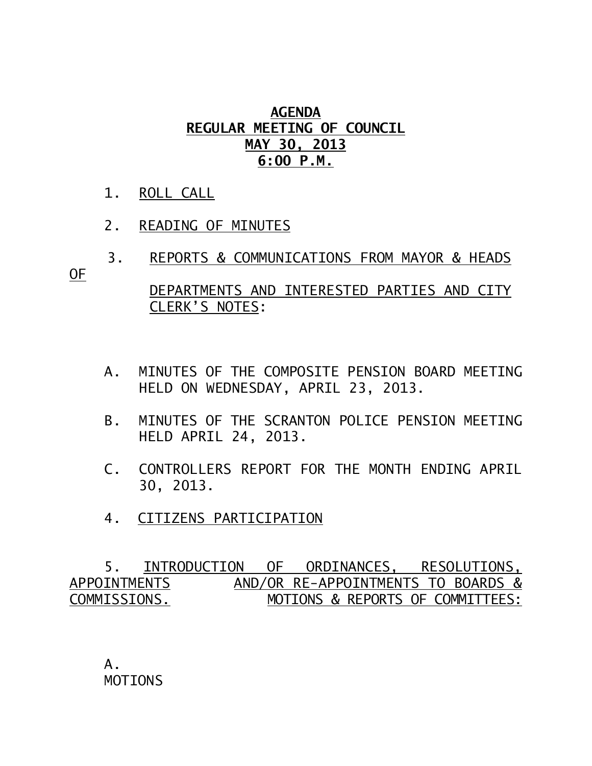# AGENDA
# REGULAR MEETING OF COUNCIL
# MAY 30, 2013
# 6:00 P.M.

1. ROLL CALL

2. READING OF MINUTES

3. REPORTS & COMMUNICATIONS FROM MAYOR & HEADS OF DEPARTMENTS AND INTERESTED PARTIES AND CITY CLERK'S NOTES:

   A. MINUTES OF THE COMPOSITE PENSION BOARD MEETING HELD ON WEDNESDAY, APRIL 23, 2013.

   B. MINUTES OF THE SCRANTON POLICE PENSION MEETING HELD APRIL 24, 2013.

   C. CONTROLLERS REPORT FOR THE MONTH ENDING APRIL 30, 2013.

4. CITIZENS PARTICIPATION

5. INTRODUCTION OF ORDINANCES, RESOLUTIONS, APPOINTMENTS AND/OR RE-APPOINTMENTS TO BOARDS & COMMISSIONS. MOTIONS & REPORTS OF COMMITTEES:

   A. MOTIONS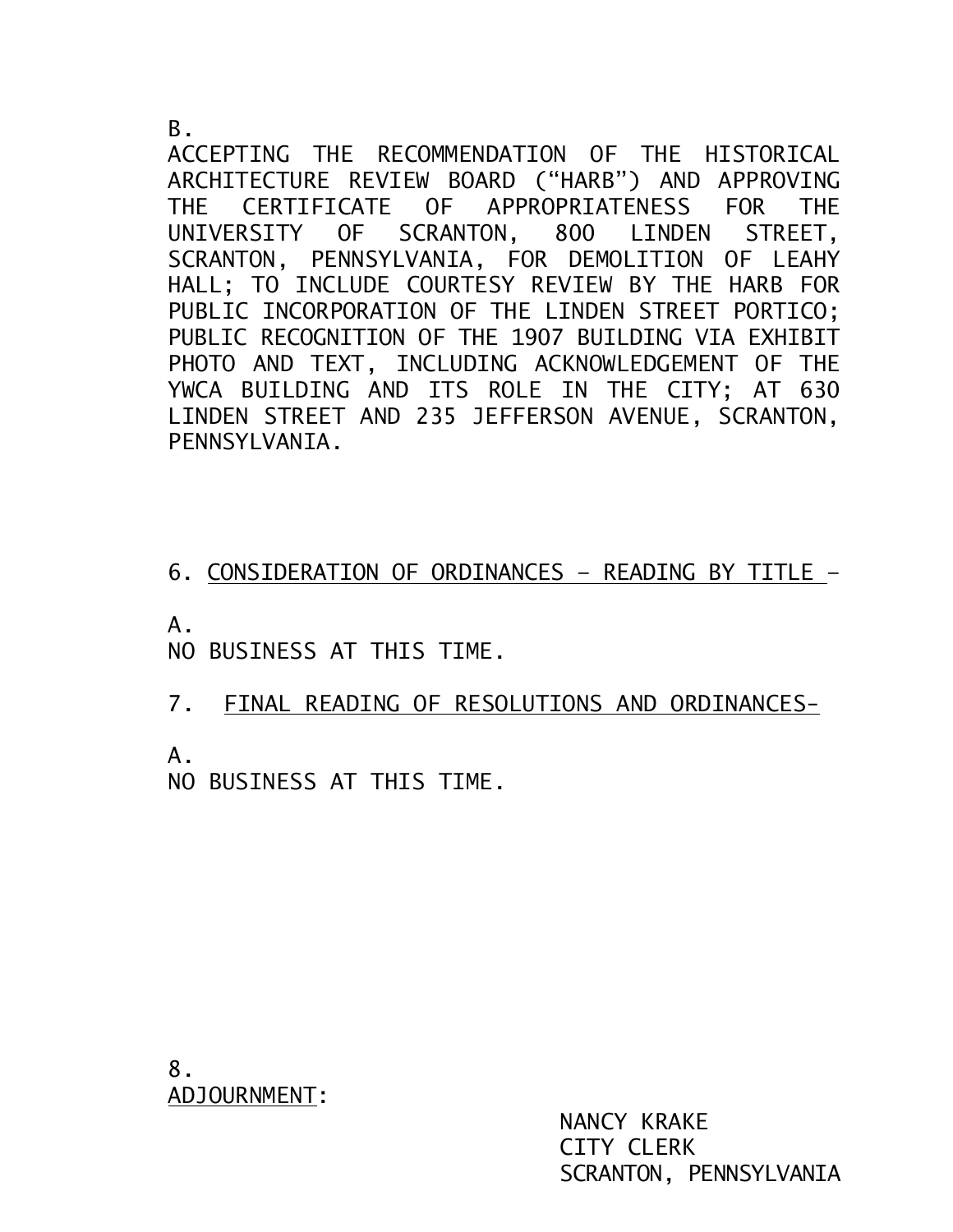B.
ACCEPTING THE RECOMMENDATION OF THE HISTORICAL ARCHITECTURE REVIEW BOARD (“HARB”) AND APPROVING THE CERTIFICATE OF APPROPRIATENESS FOR THE UNIVERSITY OF SCRANTON, 800 LINDEN STREET, SCRANTON, PENNSYLVANIA, FOR DEMOLITION OF LEAHY HALL; TO INCLUDE COURTESY REVIEW BY THE HARB FOR PUBLIC INCORPORATION OF THE LINDEN STREET PORTICO; PUBLIC RECOGNITION OF THE 1907 BUILDING VIA EXHIBIT PHOTO AND TEXT, INCLUDING ACKNOWLEDGEMENT OF THE YWCA BUILDING AND ITS ROLE IN THE CITY; AT 630 LINDEN STREET AND 235 JEFFERSON AVENUE, SCRANTON, PENNSYLVANIA.

6. CONSIDERATION OF ORDINANCES – READING BY TITLE –

A.
NO BUSINESS AT THIS TIME.

7. FINAL READING OF RESOLUTIONS AND ORDINANCES-

A.
NO BUSINESS AT THIS TIME.

8.
ADJOURNMENT:

NANCY KRAKE
CITY CLERK
SCRANTON, PENNSYLVANIA